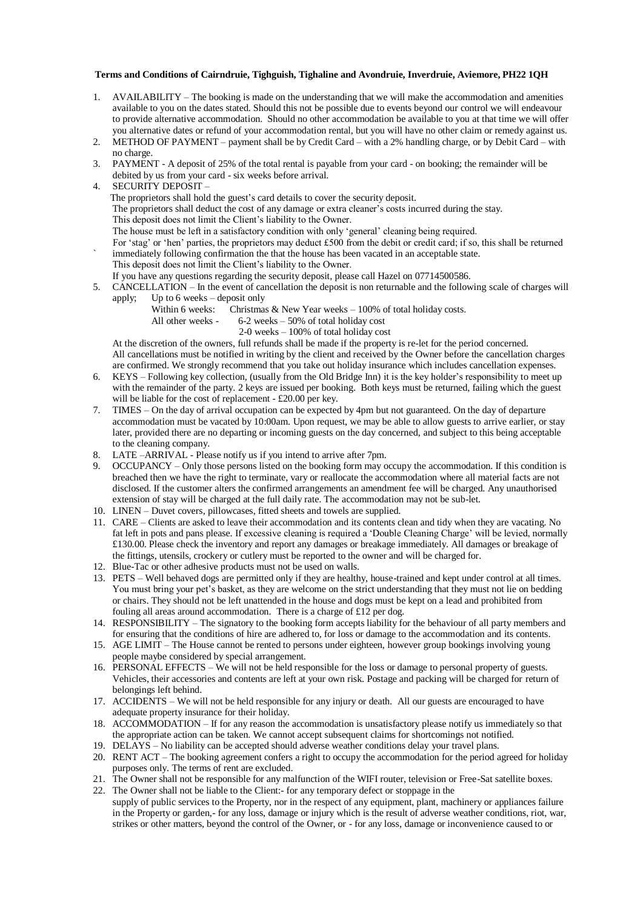**Terms and Conditions of Cairndruie, Tighguish, Tighaline and Avondruie, Inverdruie, Aviemore, PH22 1QH**

1. AVAILABILITY – The booking is made on the understanding that we will make the accommodation and amenities available to you on the dates stated. Should this not be possible due to events beyond our control we will endeavour to provide alternative accommodation. Should no other accommodation be available to you at that time we will offer you alternative dates or refund of your accommodation rental, but you will have no other claim or remedy against us.
2. METHOD OF PAYMENT – payment shall be by Credit Card – with a 2% handling charge, or by Debit Card – with no charge.
3. PAYMENT - A deposit of 25% of the total rental is payable from your card - on booking; the remainder will be debited by us from your card - six weeks before arrival.
4. SECURITY DEPOSIT –
   The proprietors shall hold the guest's card details to cover the security deposit.
   The proprietors shall deduct the cost of any damage or extra cleaner's costs incurred during the stay.
   This deposit does not limit the Client's liability to the Owner.
   The house must be left in a satisfactory condition with only 'general' cleaning being required.
   For 'stag' or 'hen' parties, the proprietors may deduct £500 from the debit or credit card; if so, this shall be returned immediately following confirmation the that the house has been vacated in an acceptable state.
   This deposit does not limit the Client's liability to the Owner.
   If you have any questions regarding the security deposit, please call Hazel on 07714500586.
5. CANCELLATION – In the event of cancellation the deposit is non returnable and the following scale of charges will apply; Up to 6 weeks – deposit only
   Within 6 weeks: Christmas & New Year weeks – 100% of total holiday costs.
   All other weeks - 6-2 weeks – 50% of total holiday cost
   2-0 weeks – 100% of total holiday cost
   At the discretion of the owners, full refunds shall be made if the property is re-let for the period concerned.
   All cancellations must be notified in writing by the client and received by the Owner before the cancellation charges are confirmed. We strongly recommend that you take out holiday insurance which includes cancellation expenses.
6. KEYS – Following key collection, (usually from the Old Bridge Inn) it is the key holder's responsibility to meet up with the remainder of the party. 2 keys are issued per booking. Both keys must be returned, failing which the guest will be liable for the cost of replacement - £20.00 per key.
7. TIMES – On the day of arrival occupation can be expected by 4pm but not guaranteed. On the day of departure accommodation must be vacated by 10:00am. Upon request, we may be able to allow guests to arrive earlier, or stay later, provided there are no departing or incoming guests on the day concerned, and subject to this being acceptable to the cleaning company.
8. LATE –ARRIVAL - Please notify us if you intend to arrive after 7pm.
9. OCCUPANCY – Only those persons listed on the booking form may occupy the accommodation. If this condition is breached then we have the right to terminate, vary or reallocate the accommodation where all material facts are not disclosed. If the customer alters the confirmed arrangements an amendment fee will be charged. Any unauthorised extension of stay will be charged at the full daily rate. The accommodation may not be sub-let.
10. LINEN – Duvet covers, pillowcases, fitted sheets and towels are supplied.
11. CARE – Clients are asked to leave their accommodation and its contents clean and tidy when they are vacating. No fat left in pots and pans please. If excessive cleaning is required a 'Double Cleaning Charge' will be levied, normally £130.00. Please check the inventory and report any damages or breakage immediately. All damages or breakage of the fittings, utensils, crockery or cutlery must be reported to the owner and will be charged for.
12. Blue-Tac or other adhesive products must not be used on walls.
13. PETS – Well behaved dogs are permitted only if they are healthy, house-trained and kept under control at all times. You must bring your pet's basket, as they are welcome on the strict understanding that they must not lie on bedding or chairs. They should not be left unattended in the house and dogs must be kept on a lead and prohibited from fouling all areas around accommodation. There is a charge of £12 per dog.
14. RESPONSIBILITY – The signatory to the booking form accepts liability for the behaviour of all party members and for ensuring that the conditions of hire are adhered to, for loss or damage to the accommodation and its contents.
15. AGE LIMIT – The House cannot be rented to persons under eighteen, however group bookings involving young people maybe considered by special arrangement.
16. PERSONAL EFFECTS – We will not be held responsible for the loss or damage to personal property of guests. Vehicles, their accessories and contents are left at your own risk. Postage and packing will be charged for return of belongings left behind.
17. ACCIDENTS – We will not be held responsible for any injury or death. All our guests are encouraged to have adequate property insurance for their holiday.
18. ACCOMMODATION – If for any reason the accommodation is unsatisfactory please notify us immediately so that the appropriate action can be taken. We cannot accept subsequent claims for shortcomings not notified.
19. DELAYS – No liability can be accepted should adverse weather conditions delay your travel plans.
20. RENT ACT – The booking agreement confers a right to occupy the accommodation for the period agreed for holiday purposes only. The terms of rent are excluded.
21. The Owner shall not be responsible for any malfunction of the WIFI router, television or Free-Sat satellite boxes.
22. The Owner shall not be liable to the Client:- for any temporary defect or stoppage in the supply of public services to the Property, nor in the respect of any equipment, plant, machinery or appliances failure in the Property or garden,- for any loss, damage or injury which is the result of adverse weather conditions, riot, war, strikes or other matters, beyond the control of the Owner, or - for any loss, damage or inconvenience caused to or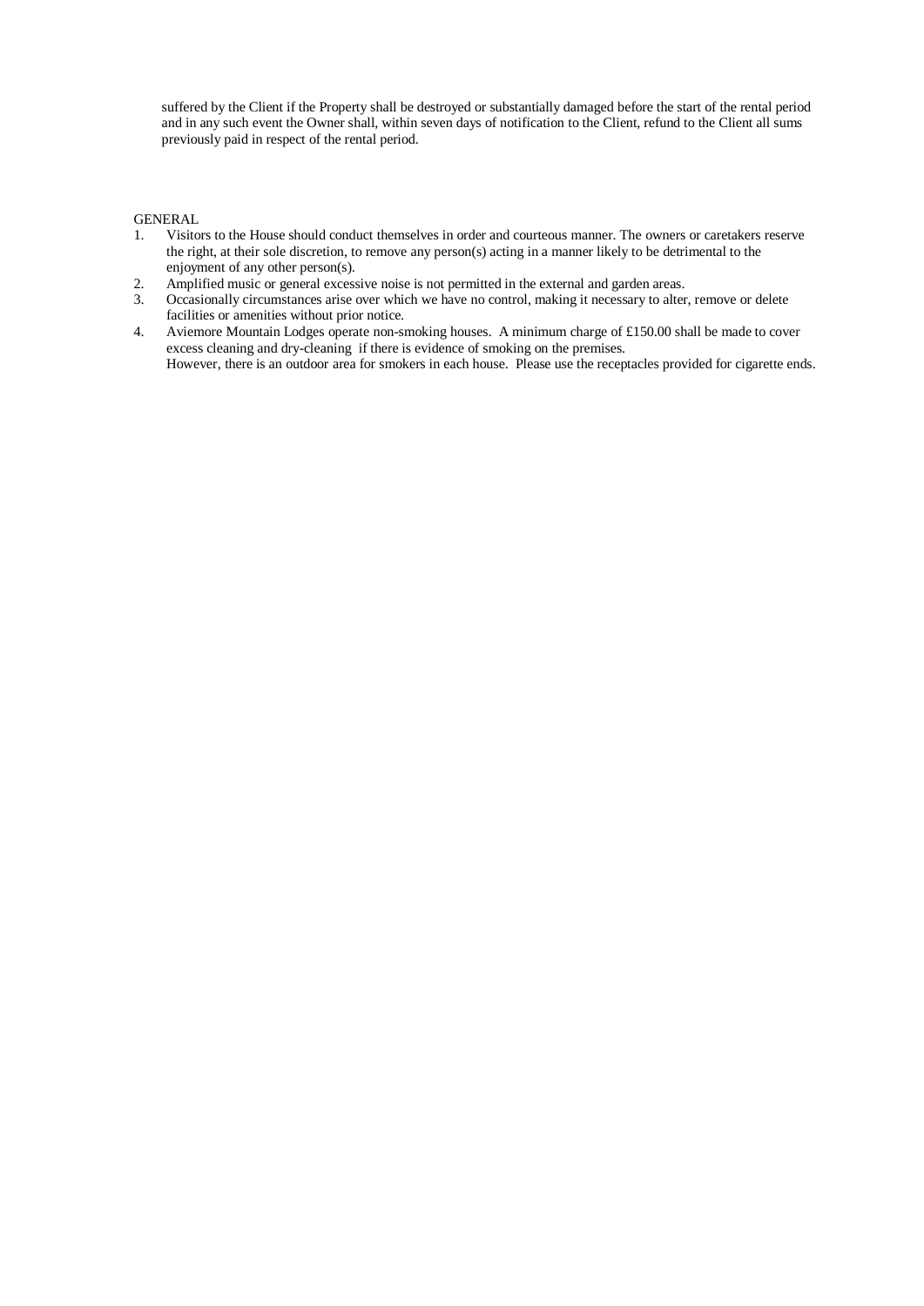suffered by the Client if the Property shall be destroyed or substantially damaged before the start of the rental period and in any such event the Owner shall, within seven days of notification to the Client, refund to the Client all sums previously paid in respect of the rental period.

GENERAL

1. Visitors to the House should conduct themselves in order and courteous manner. The owners or caretakers reserve the right, at their sole discretion, to remove any person(s) acting in a manner likely to be detrimental to the enjoyment of any other person(s).
2. Amplified music or general excessive noise is not permitted in the external and garden areas.
3. Occasionally circumstances arise over which we have no control, making it necessary to alter, remove or delete facilities or amenities without prior notice.
4. Aviemore Mountain Lodges operate non-smoking houses. A minimum charge of £150.00 shall be made to cover excess cleaning and dry-cleaning if there is evidence of smoking on the premises.
   However, there is an outdoor area for smokers in each house. Please use the receptacles provided for cigarette ends.